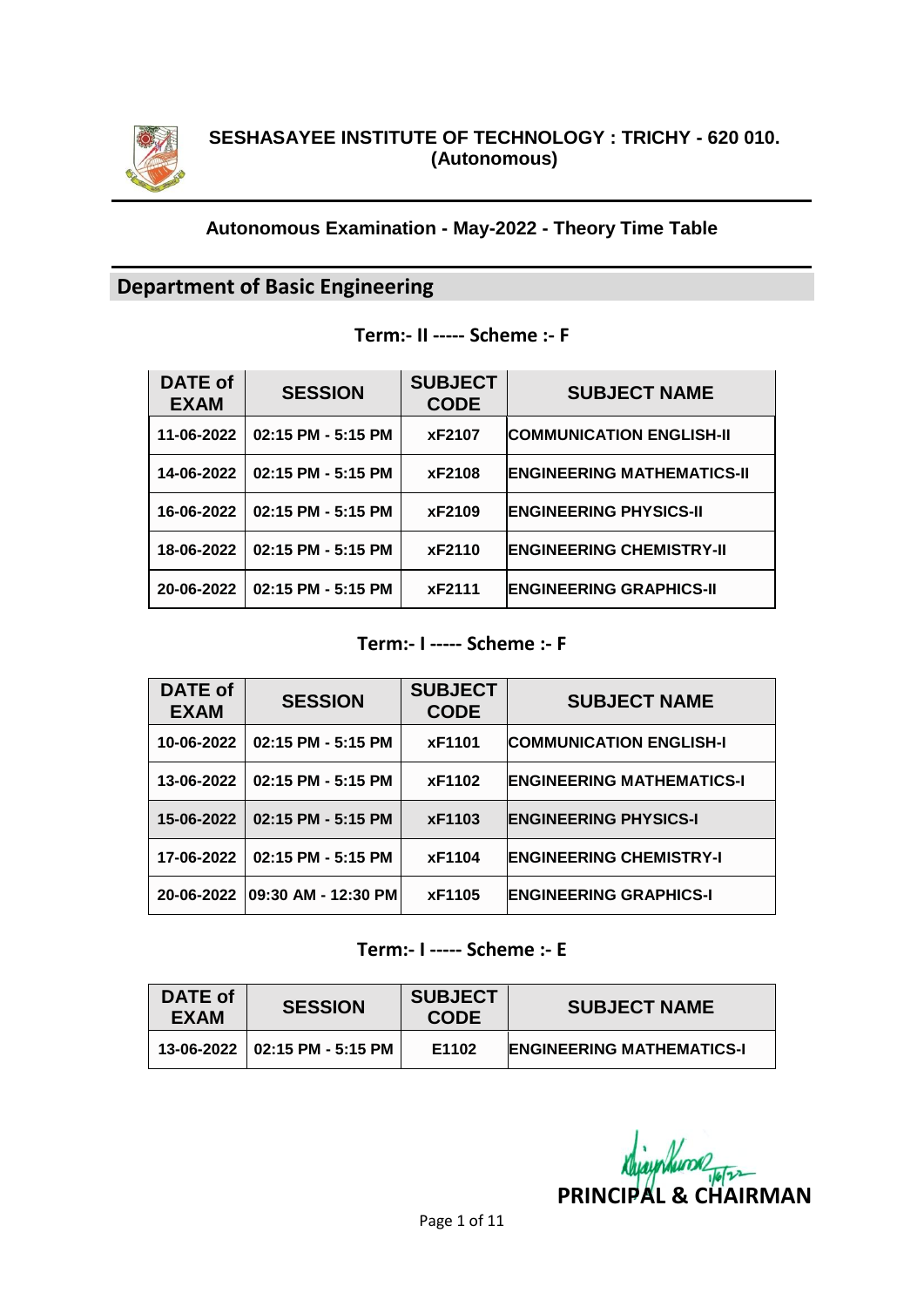# SESHASAYEE INSTITUTE OF TECHNOLOGY : TRICHY - 620 010.
**(Autonomous)**

## Autonomous Examination - May-2022 - Theory Time Table

## Department of Basic Engineering

### Term:- II ----- Scheme :- F

| DATE of EXAM | SESSION | SUBJECT CODE | SUBJECT NAME |
|---|---|---|---|
| 11-06-2022 | 02:15 PM - 5:15 PM | xF2107 | COMMUNICATION ENGLISH-II |
| 14-06-2022 | 02:15 PM - 5:15 PM | xF2108 | ENGINEERING MATHEMATICS-II |
| 16-06-2022 | 02:15 PM - 5:15 PM | xF2109 | ENGINEERING PHYSICS-II |
| 18-06-2022 | 02:15 PM - 5:15 PM | xF2110 | ENGINEERING CHEMISTRY-II |
| 20-06-2022 | 02:15 PM - 5:15 PM | xF2111 | ENGINEERING GRAPHICS-II |

### Term:- I ----- Scheme :- F

| DATE of EXAM | SESSION | SUBJECT CODE | SUBJECT NAME |
|---|---|---|---|
| 10-06-2022 | 02:15 PM - 5:15 PM | xF1101 | COMMUNICATION ENGLISH-I |
| 13-06-2022 | 02:15 PM - 5:15 PM | xF1102 | ENGINEERING MATHEMATICS-I |
| 15-06-2022 | 02:15 PM - 5:15 PM | xF1103 | ENGINEERING PHYSICS-I |
| 17-06-2022 | 02:15 PM - 5:15 PM | xF1104 | ENGINEERING CHEMISTRY-I |
| 20-06-2022 | 09:30 AM - 12:30 PM | xF1105 | ENGINEERING GRAPHICS-I |

### Term:- I ----- Scheme :- E

| DATE of EXAM | SESSION | SUBJECT CODE | SUBJECT NAME |
|---|---|---|---|
| 13-06-2022 | 02:15 PM - 5:15 PM | E1102 | ENGINEERING MATHEMATICS-I |

**PRINCIPAL & CHAIRMAN**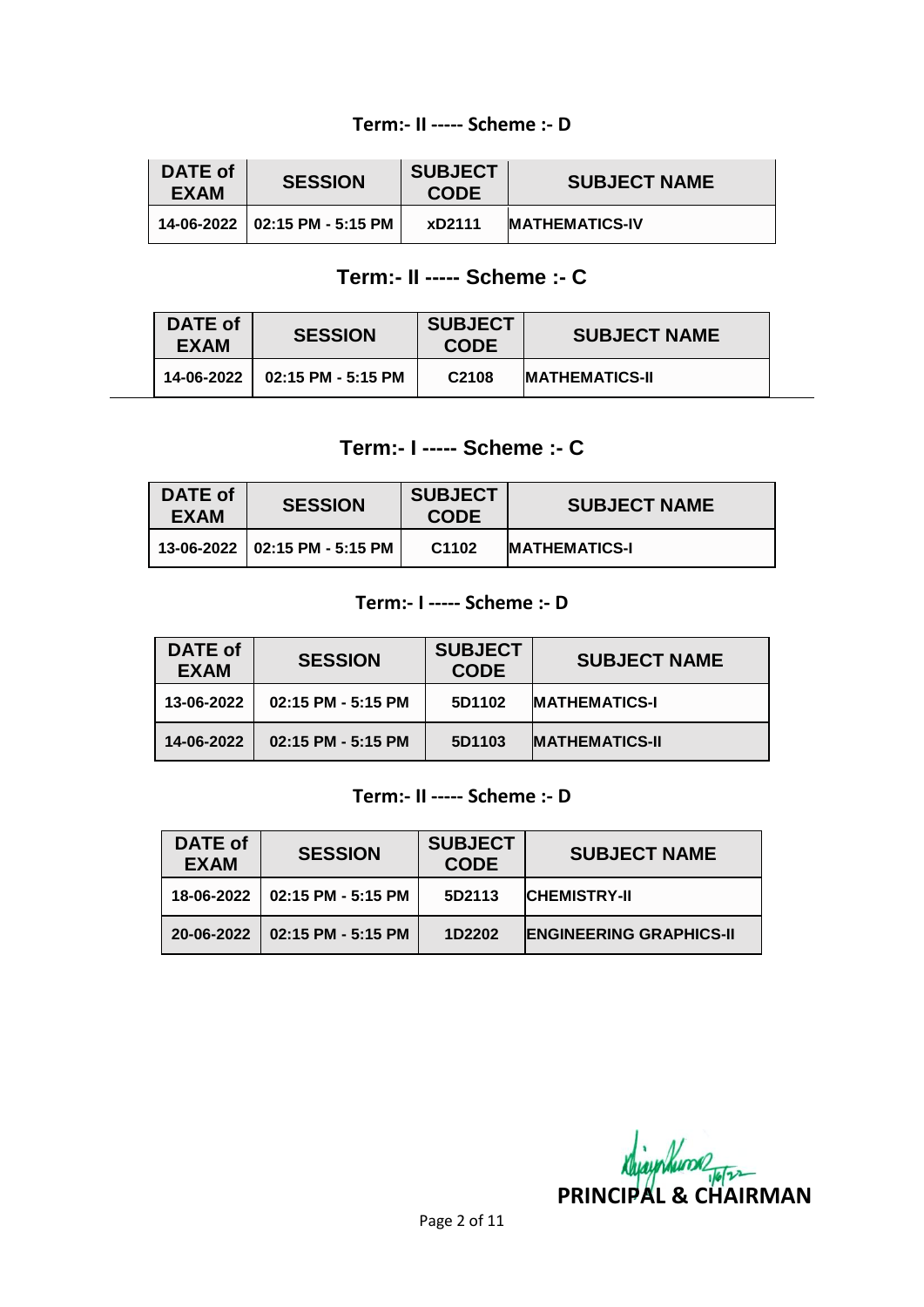### Term:- II ----- Scheme :- D

| DATE of EXAM | SESSION | SUBJECT CODE | SUBJECT NAME |
| --- | --- | --- | --- |
| 14-06-2022 | 02:15 PM - 5:15 PM | xD2111 | MATHEMATICS-IV |

### Term:- II ----- Scheme :- C

| DATE of EXAM | SESSION | SUBJECT CODE | SUBJECT NAME |
| --- | --- | --- | --- |
| 14-06-2022 | 02:15 PM - 5:15 PM | C2108 | MATHEMATICS-II |

### Term:- I ----- Scheme :- C

| DATE of EXAM | SESSION | SUBJECT CODE | SUBJECT NAME |
| --- | --- | --- | --- |
| 13-06-2022 | 02:15 PM - 5:15 PM | C1102 | MATHEMATICS-I |

### Term:- I ----- Scheme :- D

| DATE of EXAM | SESSION | SUBJECT CODE | SUBJECT NAME |
| --- | --- | --- | --- |
| 13-06-2022 | 02:15 PM - 5:15 PM | 5D1102 | MATHEMATICS-I |
| 14-06-2022 | 02:15 PM - 5:15 PM | 5D1103 | MATHEMATICS-II |

### Term:- II ----- Scheme :- D

| DATE of EXAM | SESSION | SUBJECT CODE | SUBJECT NAME |
| --- | --- | --- | --- |
| 18-06-2022 | 02:15 PM - 5:15 PM | 5D2113 | CHEMISTRY-II |
| 20-06-2022 | 02:15 PM - 5:15 PM | 1D2202 | ENGINEERING GRAPHICS-II |

**PRINCIPAL & CHAIRMAN**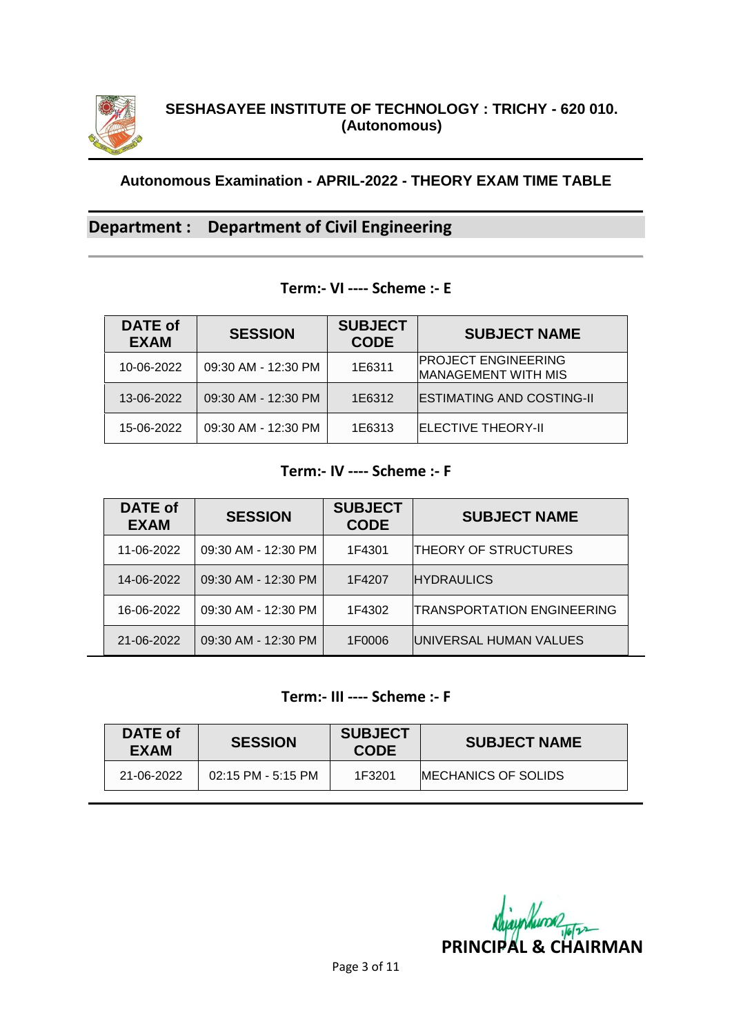**SESHASAYEE INSTITUTE OF TECHNOLOGY : TRICHY - 620 010.**
**(Autonomous)**

### Autonomous Examination - APRIL-2022 - THEORY EXAM TIME TABLE

## Department : Department of Civil Engineering

### Term:- VI ---- Scheme :- E

| DATE of EXAM | SESSION | SUBJECT CODE | SUBJECT NAME |
|---|---|---|---|
| 10-06-2022 | 09:30 AM - 12:30 PM | 1E6311 | PROJECT ENGINEERING MANAGEMENT WITH MIS |
| 13-06-2022 | 09:30 AM - 12:30 PM | 1E6312 | ESTIMATING AND COSTING-II |
| 15-06-2022 | 09:30 AM - 12:30 PM | 1E6313 | ELECTIVE THEORY-II |

### Term:- IV ---- Scheme :- F

| DATE of EXAM | SESSION | SUBJECT CODE | SUBJECT NAME |
|---|---|---|---|
| 11-06-2022 | 09:30 AM - 12:30 PM | 1F4301 | THEORY OF STRUCTURES |
| 14-06-2022 | 09:30 AM - 12:30 PM | 1F4207 | HYDRAULICS |
| 16-06-2022 | 09:30 AM - 12:30 PM | 1F4302 | TRANSPORTATION ENGINEERING |
| 21-06-2022 | 09:30 AM - 12:30 PM | 1F0006 | UNIVERSAL HUMAN VALUES |

### Term:- III ---- Scheme :- F

| DATE of EXAM | SESSION | SUBJECT CODE | SUBJECT NAME |
|---|---|---|---|
| 21-06-2022 | 02:15 PM - 5:15 PM | 1F3201 | MECHANICS OF SOLIDS |

1/6/22

**PRINCIPAL & CHAIRMAN**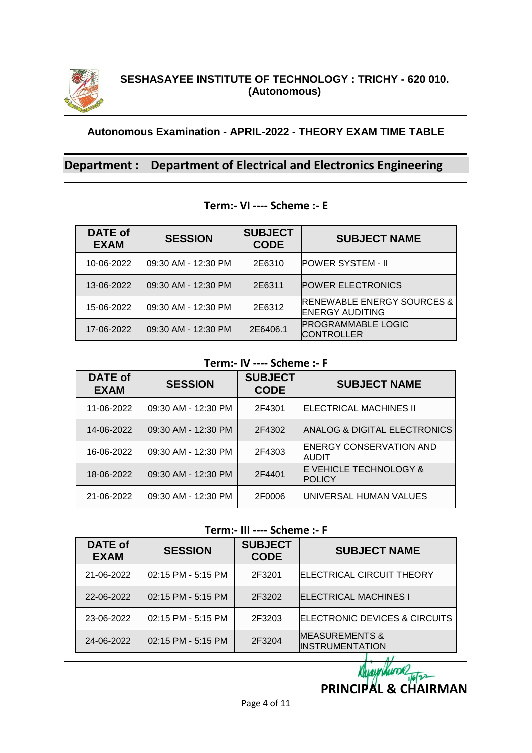**SESHASAYEE INSTITUTE OF TECHNOLOGY : TRICHY - 620 010.**
**(Autonomous)**

### Autonomous Examination - APRIL-2022 - THEORY EXAM TIME TABLE

## Department : Department of Electrical and Electronics Engineering

### Term:- VI ---- Scheme :- E

| DATE of EXAM | SESSION | SUBJECT CODE | SUBJECT NAME |
|---|---|---|---|
| 10-06-2022 | 09:30 AM - 12:30 PM | 2E6310 | POWER SYSTEM - II |
| 13-06-2022 | 09:30 AM - 12:30 PM | 2E6311 | POWER ELECTRONICS |
| 15-06-2022 | 09:30 AM - 12:30 PM | 2E6312 | RENEWABLE ENERGY SOURCES & ENERGY AUDITING |
| 17-06-2022 | 09:30 AM - 12:30 PM | 2E6406.1 | PROGRAMMABLE LOGIC CONTROLLER |

### Term:- IV ---- Scheme :- F

| DATE of EXAM | SESSION | SUBJECT CODE | SUBJECT NAME |
|---|---|---|---|
| 11-06-2022 | 09:30 AM - 12:30 PM | 2F4301 | ELECTRICAL MACHINES II |
| 14-06-2022 | 09:30 AM - 12:30 PM | 2F4302 | ANALOG & DIGITAL ELECTRONICS |
| 16-06-2022 | 09:30 AM - 12:30 PM | 2F4303 | ENERGY CONSERVATION AND AUDIT |
| 18-06-2022 | 09:30 AM - 12:30 PM | 2F4401 | E VEHICLE TECHNOLOGY & POLICY |
| 21-06-2022 | 09:30 AM - 12:30 PM | 2F0006 | UNIVERSAL HUMAN VALUES |

### Term:- III ---- Scheme :- F

| DATE of EXAM | SESSION | SUBJECT CODE | SUBJECT NAME |
|---|---|---|---|
| 21-06-2022 | 02:15 PM - 5:15 PM | 2F3201 | ELECTRICAL CIRCUIT THEORY |
| 22-06-2022 | 02:15 PM - 5:15 PM | 2F3202 | ELECTRICAL MACHINES I |
| 23-06-2022 | 02:15 PM - 5:15 PM | 2F3203 | ELECTRONIC DEVICES & CIRCUITS |
| 24-06-2022 | 02:15 PM - 5:15 PM | 2F3204 | MEASUREMENTS & INSTRUMENTATION |

**PRINCIPAL & CHAIRMAN**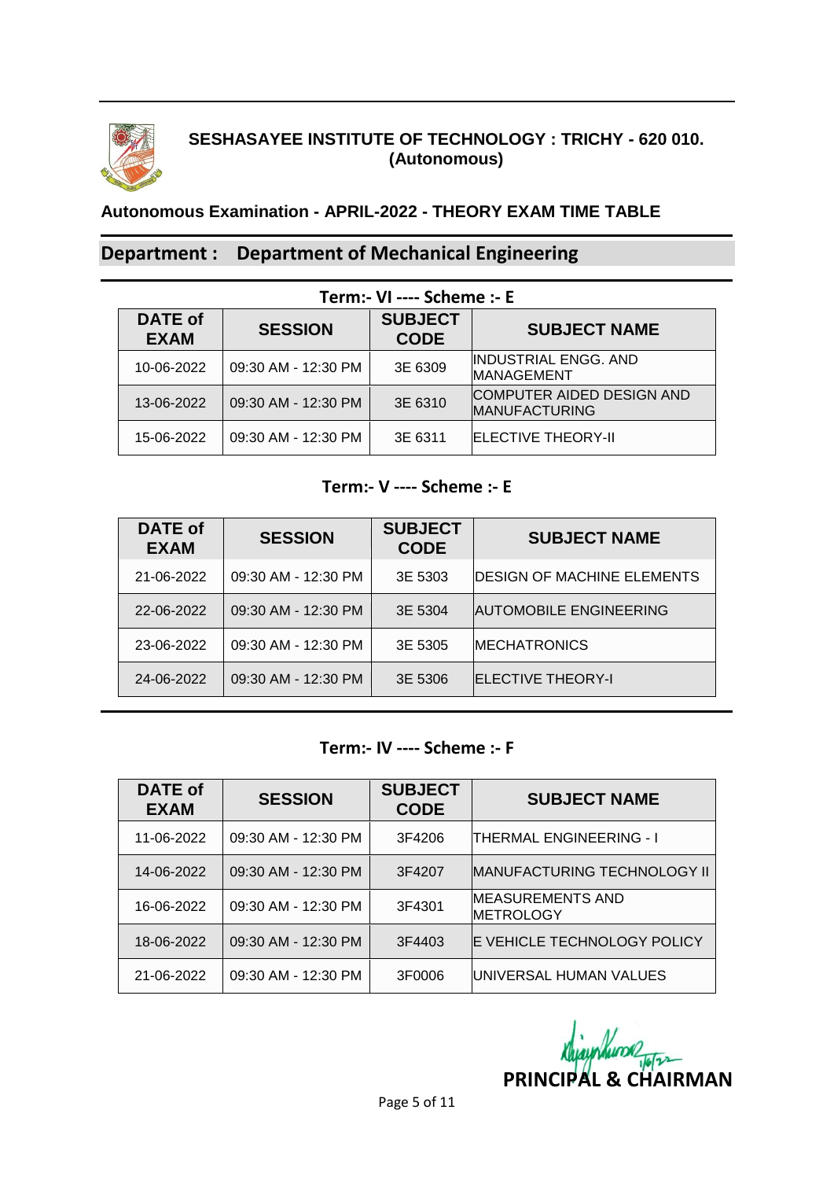**SESHASAYEE INSTITUTE OF TECHNOLOGY : TRICHY - 620 010.**
**(Autonomous)**

**Autonomous Examination - APRIL-2022 - THEORY EXAM TIME TABLE**

## Department : Department of Mechanical Engineering

### Term:- VI ---- Scheme :- E

| DATE of EXAM | SESSION | SUBJECT CODE | SUBJECT NAME |
|---|---|---|---|
| 10-06-2022 | 09:30 AM - 12:30 PM | 3E 6309 | INDUSTRIAL ENGG. AND MANAGEMENT |
| 13-06-2022 | 09:30 AM - 12:30 PM | 3E 6310 | COMPUTER AIDED DESIGN AND MANUFACTURING |
| 15-06-2022 | 09:30 AM - 12:30 PM | 3E 6311 | ELECTIVE THEORY-II |

### Term:- V ---- Scheme :- E

| DATE of EXAM | SESSION | SUBJECT CODE | SUBJECT NAME |
|---|---|---|---|
| 21-06-2022 | 09:30 AM - 12:30 PM | 3E 5303 | DESIGN OF MACHINE ELEMENTS |
| 22-06-2022 | 09:30 AM - 12:30 PM | 3E 5304 | AUTOMOBILE ENGINEERING |
| 23-06-2022 | 09:30 AM - 12:30 PM | 3E 5305 | MECHATRONICS |
| 24-06-2022 | 09:30 AM - 12:30 PM | 3E 5306 | ELECTIVE THEORY-I |

### Term:- IV ---- Scheme :- F

| DATE of EXAM | SESSION | SUBJECT CODE | SUBJECT NAME |
|---|---|---|---|
| 11-06-2022 | 09:30 AM - 12:30 PM | 3F4206 | THERMAL ENGINEERING - I |
| 14-06-2022 | 09:30 AM - 12:30 PM | 3F4207 | MANUFACTURING TECHNOLOGY II |
| 16-06-2022 | 09:30 AM - 12:30 PM | 3F4301 | MEASUREMENTS AND METROLOGY |
| 18-06-2022 | 09:30 AM - 12:30 PM | 3F4403 | E VEHICLE TECHNOLOGY POLICY |
| 21-06-2022 | 09:30 AM - 12:30 PM | 3F0006 | UNIVERSAL HUMAN VALUES |

**PRINCIPAL & CHAIRMAN**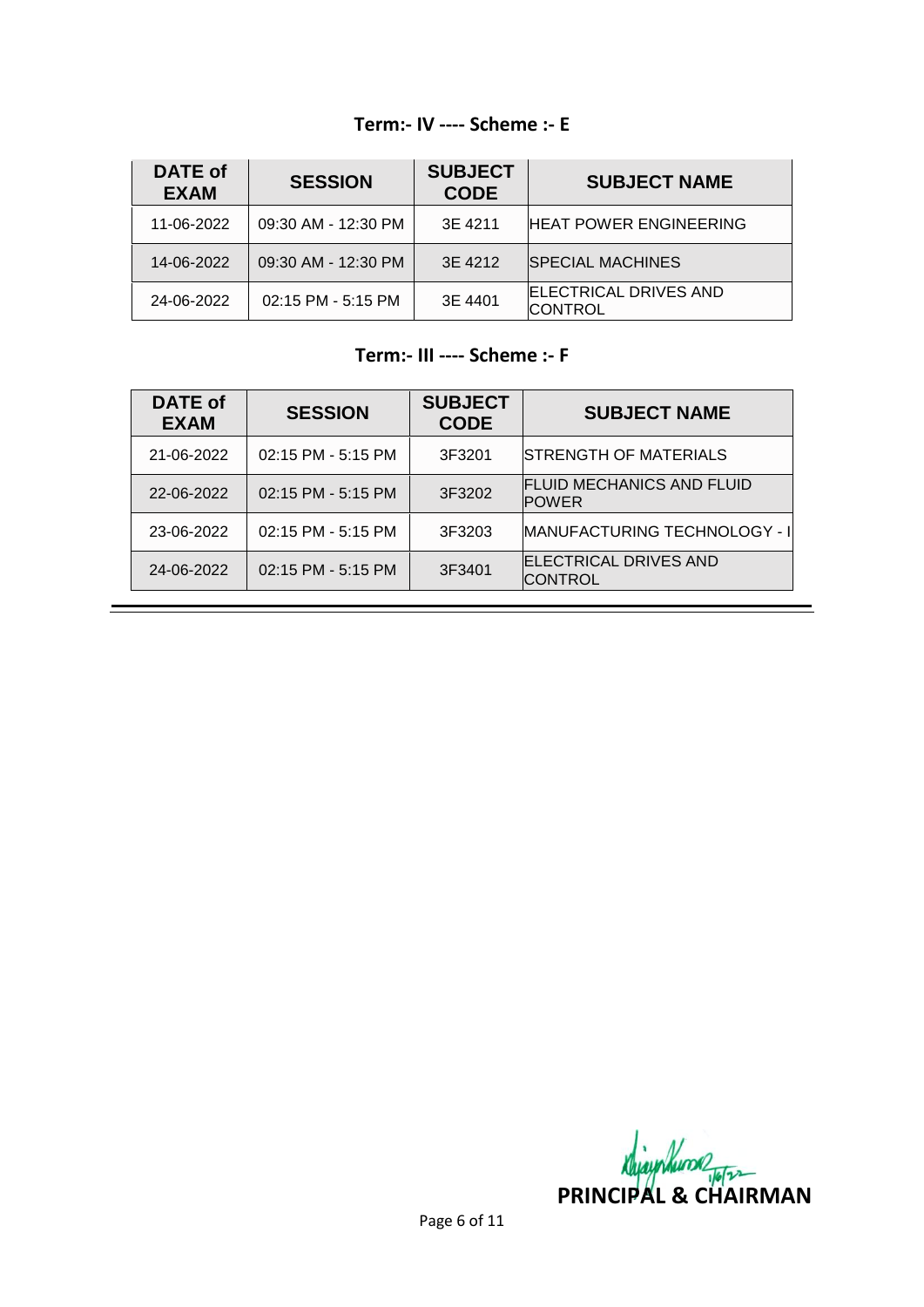**Term:- IV ---- Scheme :- E**

| DATE of EXAM | SESSION | SUBJECT CODE | SUBJECT NAME |
|---|---|---|---|
| 11-06-2022 | 09:30 AM - 12:30 PM | 3E 4211 | HEAT POWER ENGINEERING |
| 14-06-2022 | 09:30 AM - 12:30 PM | 3E 4212 | SPECIAL MACHINES |
| 24-06-2022 | 02:15 PM - 5:15 PM | 3E 4401 | ELECTRICAL DRIVES AND CONTROL |

**Term:- III ---- Scheme :- F**

| DATE of EXAM | SESSION | SUBJECT CODE | SUBJECT NAME |
|---|---|---|---|
| 21-06-2022 | 02:15 PM - 5:15 PM | 3F3201 | STRENGTH OF MATERIALS |
| 22-06-2022 | 02:15 PM - 5:15 PM | 3F3202 | FLUID MECHANICS AND FLUID POWER |
| 23-06-2022 | 02:15 PM - 5:15 PM | 3F3203 | MANUFACTURING TECHNOLOGY - I |
| 24-06-2022 | 02:15 PM - 5:15 PM | 3F3401 | ELECTRICAL DRIVES AND CONTROL |

**PRINCIPAL & CHAIRMAN**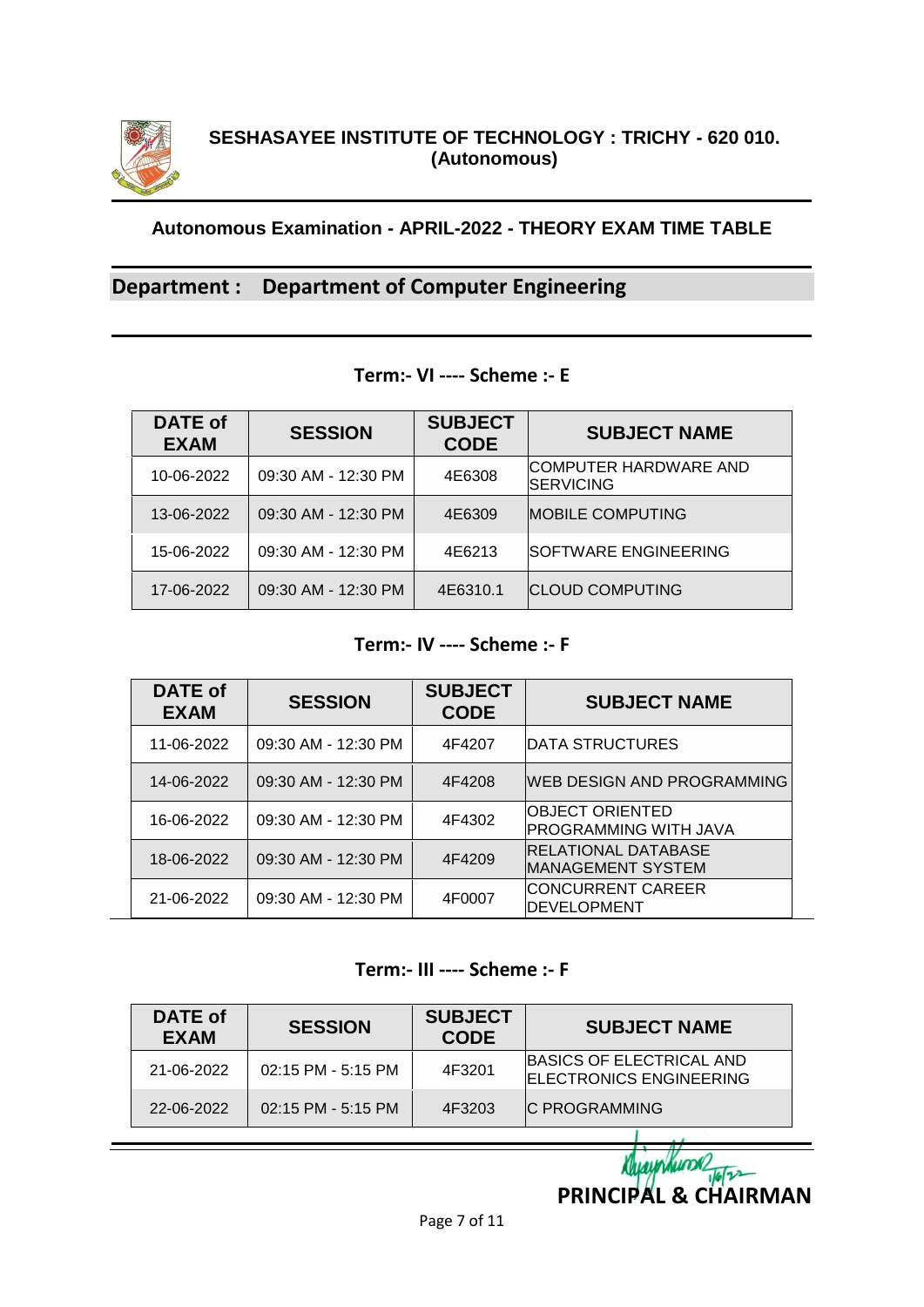**SESHASAYEE INSTITUTE OF TECHNOLOGY : TRICHY - 620 010.**
**(Autonomous)**

### Autonomous Examination - APRIL-2022 - THEORY EXAM TIME TABLE

## Department : Department of Computer Engineering

### Term:- VI ---- Scheme :- E

| DATE of EXAM | SESSION | SUBJECT CODE | SUBJECT NAME |
|---|---|---|---|
| 10-06-2022 | 09:30 AM - 12:30 PM | 4E6308 | COMPUTER HARDWARE AND SERVICING |
| 13-06-2022 | 09:30 AM - 12:30 PM | 4E6309 | MOBILE COMPUTING |
| 15-06-2022 | 09:30 AM - 12:30 PM | 4E6213 | SOFTWARE ENGINEERING |
| 17-06-2022 | 09:30 AM - 12:30 PM | 4E6310.1 | CLOUD COMPUTING |

### Term:- IV ---- Scheme :- F

| DATE of EXAM | SESSION | SUBJECT CODE | SUBJECT NAME |
|---|---|---|---|
| 11-06-2022 | 09:30 AM - 12:30 PM | 4F4207 | DATA STRUCTURES |
| 14-06-2022 | 09:30 AM - 12:30 PM | 4F4208 | WEB DESIGN AND PROGRAMMING |
| 16-06-2022 | 09:30 AM - 12:30 PM | 4F4302 | OBJECT ORIENTED PROGRAMMING WITH JAVA |
| 18-06-2022 | 09:30 AM - 12:30 PM | 4F4209 | RELATIONAL DATABASE MANAGEMENT SYSTEM |
| 21-06-2022 | 09:30 AM - 12:30 PM | 4F0007 | CONCURRENT CAREER DEVELOPMENT |

### Term:- III ---- Scheme :- F

| DATE of EXAM | SESSION | SUBJECT CODE | SUBJECT NAME |
|---|---|---|---|
| 21-06-2022 | 02:15 PM - 5:15 PM | 4F3201 | BASICS OF ELECTRICAL AND ELECTRONICS ENGINEERING |
| 22-06-2022 | 02:15 PM - 5:15 PM | 4F3203 | C PROGRAMMING |

**PRINCIPAL & CHAIRMAN**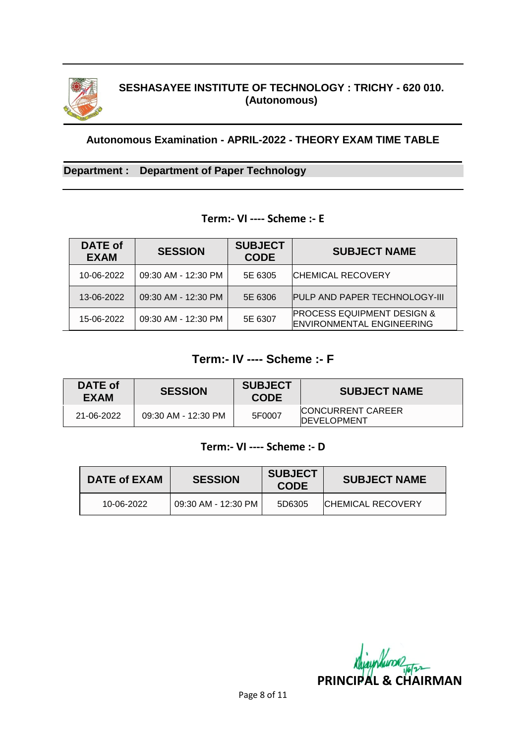## SESHASAYEE INSTITUTE OF TECHNOLOGY : TRICHY - 620 010.
**(Autonomous)**

### Autonomous Examination - APRIL-2022 - THEORY EXAM TIME TABLE

**Department : Department of Paper Technology**

**Term:- VI ---- Scheme :- E**

| DATE of EXAM | SESSION | SUBJECT CODE | SUBJECT NAME |
|---|---|---|---|
| 10-06-2022 | 09:30 AM - 12:30 PM | 5E 6305 | CHEMICAL RECOVERY |
| 13-06-2022 | 09:30 AM - 12:30 PM | 5E 6306 | PULP AND PAPER TECHNOLOGY-III |
| 15-06-2022 | 09:30 AM - 12:30 PM | 5E 6307 | PROCESS EQUIPMENT DESIGN & ENVIRONMENTAL ENGINEERING |

**Term:- IV ---- Scheme :- F**

| DATE of EXAM | SESSION | SUBJECT CODE | SUBJECT NAME |
|---|---|---|---|
| 21-06-2022 | 09:30 AM - 12:30 PM | 5F0007 | CONCURRENT CAREER DEVELOPMENT |

**Term:- VI ---- Scheme :- D**

| DATE of EXAM | SESSION | SUBJECT CODE | SUBJECT NAME |
|---|---|---|---|
| 10-06-2022 | 09:30 AM - 12:30 PM | 5D6305 | CHEMICAL RECOVERY |

**PRINCIPAL & CHAIRMAN**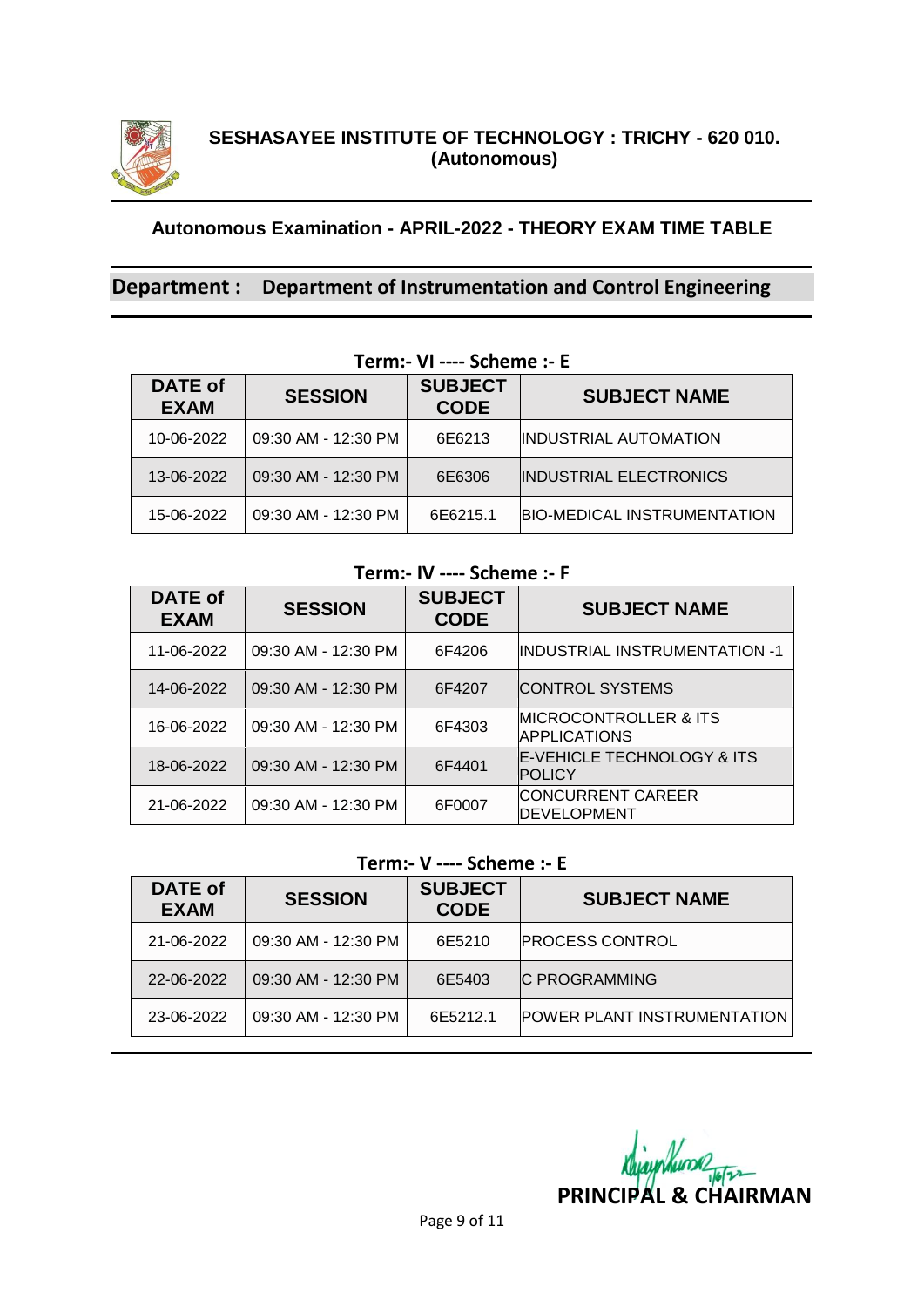**SESHASAYEE INSTITUTE OF TECHNOLOGY : TRICHY - 620 010.**
**(Autonomous)**

## Autonomous Examination - APRIL-2022 - THEORY EXAM TIME TABLE

## Department : Department of Instrumentation and Control Engineering

### Term:- VI ---- Scheme :- E

| DATE of EXAM | SESSION | SUBJECT CODE | SUBJECT NAME |
|---|---|---|---|
| 10-06-2022 | 09:30 AM - 12:30 PM | 6E6213 | INDUSTRIAL AUTOMATION |
| 13-06-2022 | 09:30 AM - 12:30 PM | 6E6306 | INDUSTRIAL ELECTRONICS |
| 15-06-2022 | 09:30 AM - 12:30 PM | 6E6215.1 | BIO-MEDICAL INSTRUMENTATION |

### Term:- IV ---- Scheme :- F

| DATE of EXAM | SESSION | SUBJECT CODE | SUBJECT NAME |
|---|---|---|---|
| 11-06-2022 | 09:30 AM - 12:30 PM | 6F4206 | INDUSTRIAL INSTRUMENTATION -1 |
| 14-06-2022 | 09:30 AM - 12:30 PM | 6F4207 | CONTROL SYSTEMS |
| 16-06-2022 | 09:30 AM - 12:30 PM | 6F4303 | MICROCONTROLLER & ITS APPLICATIONS |
| 18-06-2022 | 09:30 AM - 12:30 PM | 6F4401 | E-VEHICLE TECHNOLOGY & ITS POLICY |
| 21-06-2022 | 09:30 AM - 12:30 PM | 6F0007 | CONCURRENT CAREER DEVELOPMENT |

### Term:- V ---- Scheme :- E

| DATE of EXAM | SESSION | SUBJECT CODE | SUBJECT NAME |
|---|---|---|---|
| 21-06-2022 | 09:30 AM - 12:30 PM | 6E5210 | PROCESS CONTROL |
| 22-06-2022 | 09:30 AM - 12:30 PM | 6E5403 | C PROGRAMMING |
| 23-06-2022 | 09:30 AM - 12:30 PM | 6E5212.1 | POWER PLANT INSTRUMENTATION |

**PRINCIPAL & CHAIRMAN**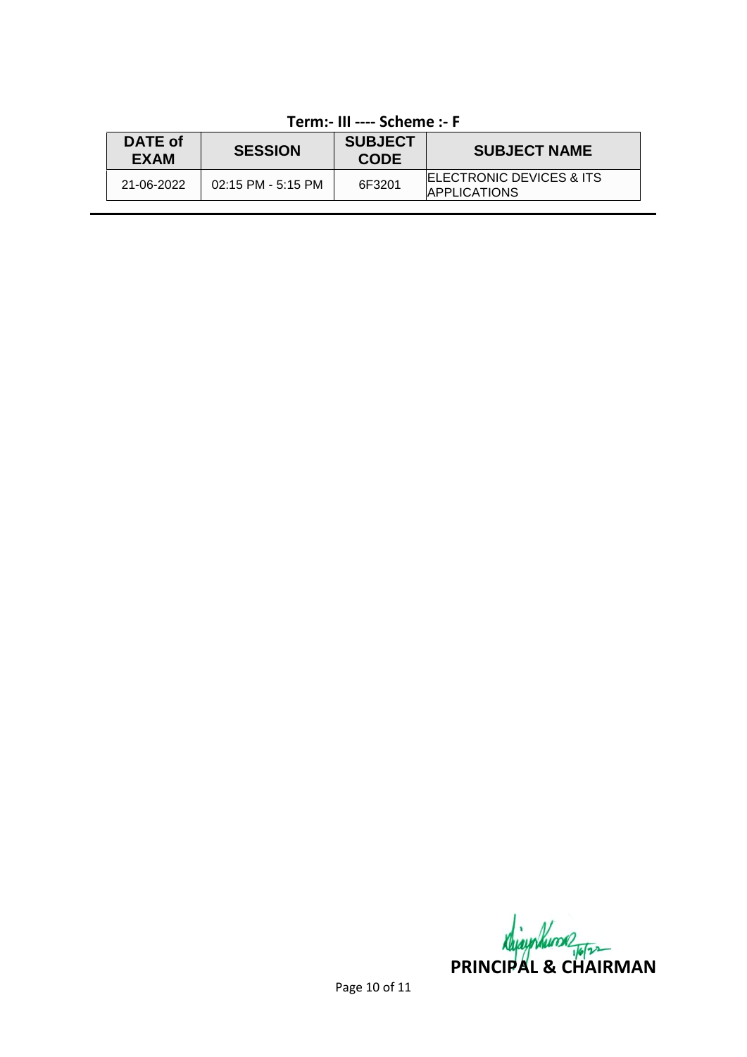**Term:- III ---- Scheme :- F**

| DATE of EXAM | SESSION | SUBJECT CODE | SUBJECT NAME |
|---|---|---|---|
| 21-06-2022 | 02:15 PM - 5:15 PM | 6F3201 | ELECTRONIC DEVICES & ITS APPLICATIONS |

**PRINCIPAL & CHAIRMAN**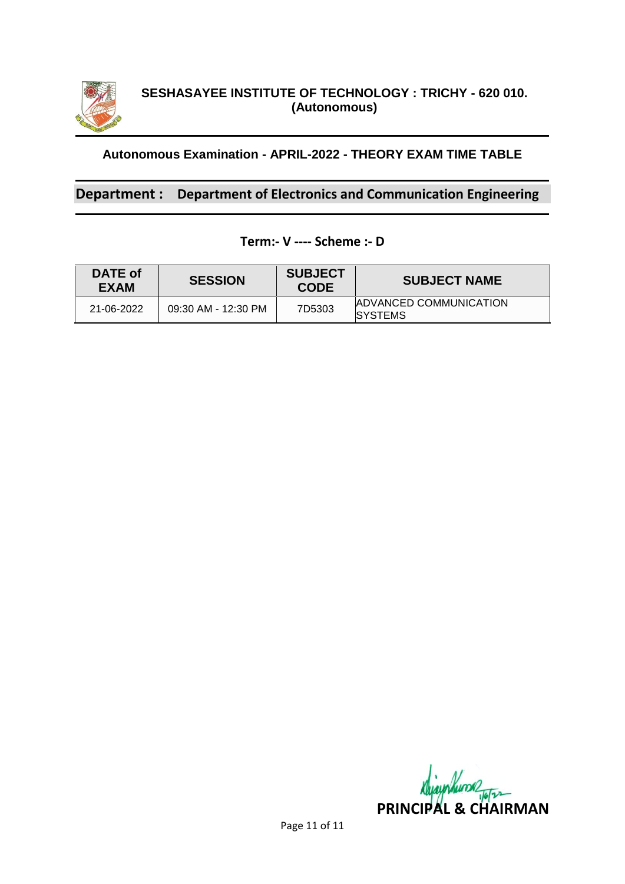**SESHASAYEE INSTITUTE OF TECHNOLOGY : TRICHY - 620 010.**
**(Autonomous)**

### Autonomous Examination - APRIL-2022 - THEORY EXAM TIME TABLE

## Department : Department of Electronics and Communication Engineering

**Term:- V ---- Scheme :- D**

| DATE of EXAM | SESSION | SUBJECT CODE | SUBJECT NAME |
|---|---|---|---|
| 21-06-2022 | 09:30 AM - 12:30 PM | 7D5303 | ADVANCED COMMUNICATION SYSTEMS |

1/6/22

**PRINCIPAL & CHAIRMAN**